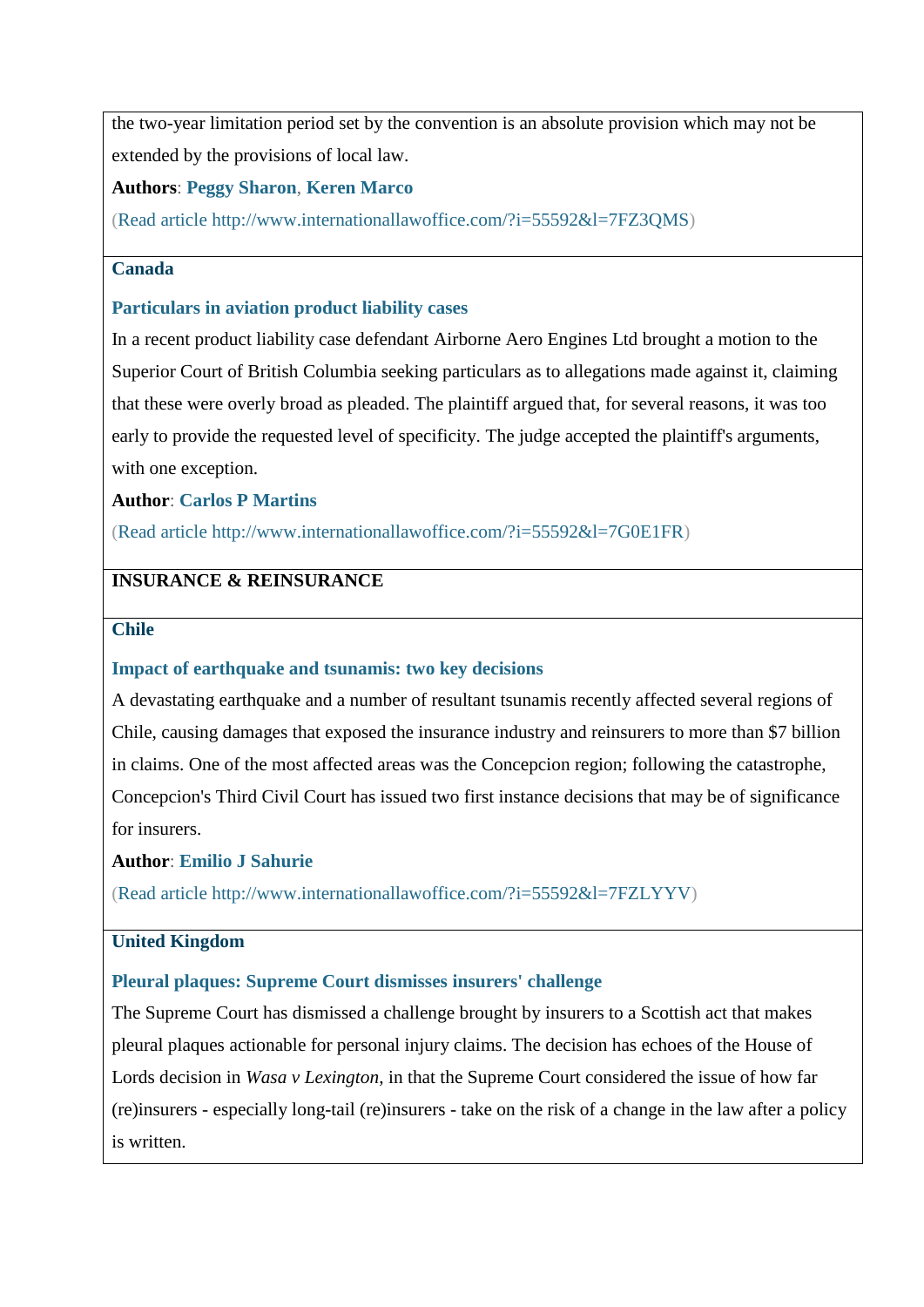the two-year limitation period set by the convention is an absolute provision which may not be extended by the provisions of local law.

**Authors**: **Peggy Sharon**, **Keren Marco**

(Read article http://www.internationallawoffice.com/?i=55592&l=7FZ3QMS)

### Canada

#### Particulars in aviation product liability cases

In a recent product liability case defendant Airborne Aero Engines Ltd brought a motion to the Superior Court of British Columbia seeking particulars as to allegations made against it, claiming that these were overly broad as pleaded. The plaintiff argued that, for several reasons, it was too early to provide the requested level of specificity. The judge accepted the plaintiff's arguments, with one exception.

**Author**: **Carlos P Martins**

(Read article http://www.internationallawoffice.com/?i=55592&l=7G0E1FR)

## INSURANCE & REINSURANCE

### Chile

#### Impact of earthquake and tsunamis: two key decisions

A devastating earthquake and a number of resultant tsunamis recently affected several regions of Chile, causing damages that exposed the insurance industry and reinsurers to more than $7 billion in claims. One of the most affected areas was the Concepcion region; following the catastrophe, Concepcion's Third Civil Court has issued two first instance decisions that may be of significance for insurers.

**Author**: **Emilio J Sahurie**

(Read article http://www.internationallawoffice.com/?i=55592&l=7FZLYYV)

### United Kingdom

#### Pleural plaques: Supreme Court dismisses insurers' challenge

The Supreme Court has dismissed a challenge brought by insurers to a Scottish act that makes pleural plaques actionable for personal injury claims. The decision has echoes of the House of Lords decision in *Wasa v Lexington*, in that the Supreme Court considered the issue of how far (re)insurers - especially long-tail (re)insurers - take on the risk of a change in the law after a policy is written.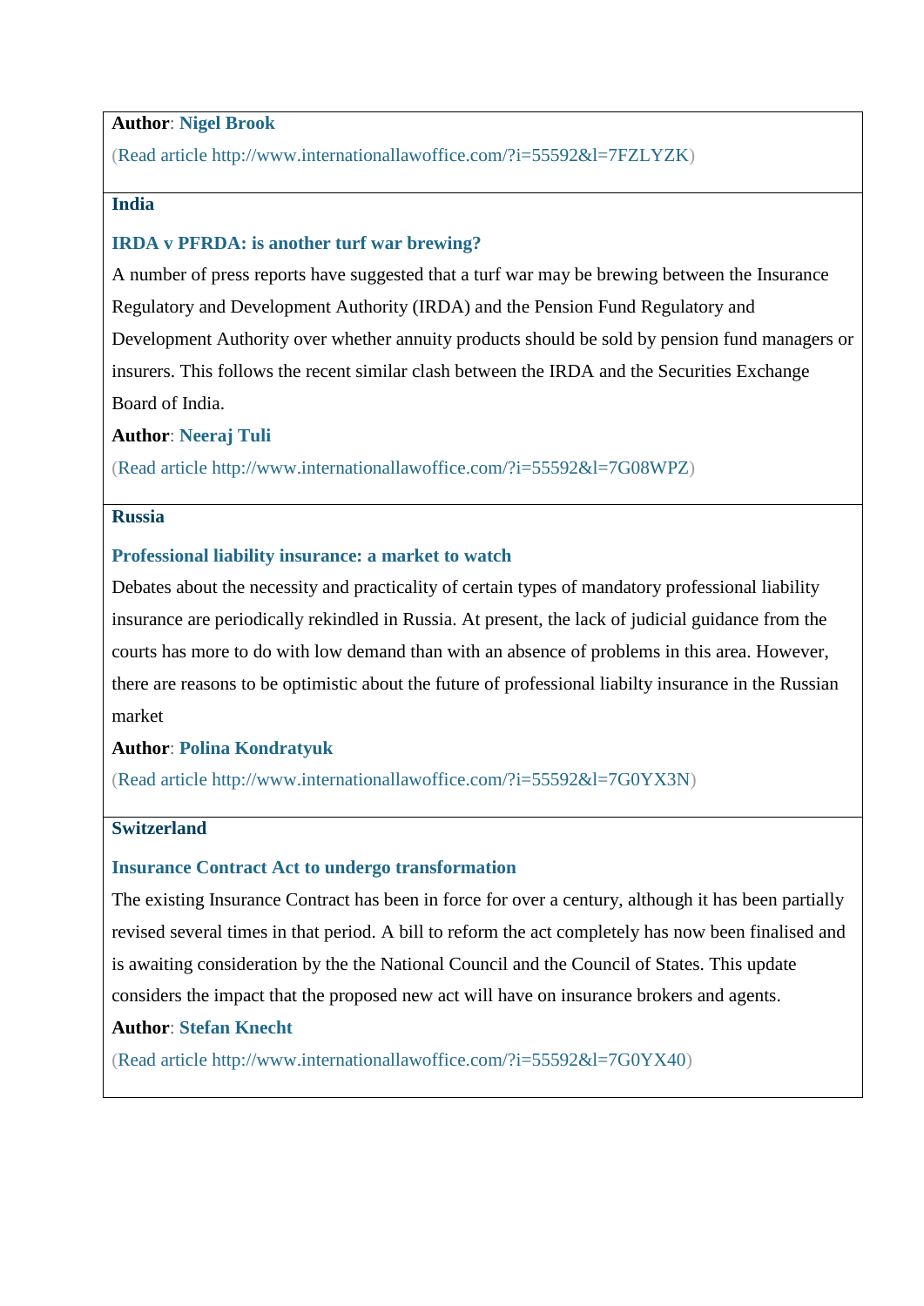**Author**: **Nigel Brook**

(Read article http://www.internationallawoffice.com/?i=55592&l=7FZLYZK)

## India

### IRDA v PFRDA: is another turf war brewing?

A number of press reports have suggested that a turf war may be brewing between the Insurance Regulatory and Development Authority (IRDA) and the Pension Fund Regulatory and Development Authority over whether annuity products should be sold by pension fund managers or insurers. This follows the recent similar clash between the IRDA and the Securities Exchange Board of India.

**Author**: **Neeraj Tuli**

(Read article http://www.internationallawoffice.com/?i=55592&l=7G08WPZ)

## Russia

### Professional liability insurance: a market to watch

Debates about the necessity and practicality of certain types of mandatory professional liability insurance are periodically rekindled in Russia. At present, the lack of judicial guidance from the courts has more to do with low demand than with an absence of problems in this area. However, there are reasons to be optimistic about the future of professional liabilty insurance in the Russian market

**Author**: **Polina Kondratyuk**

(Read article http://www.internationallawoffice.com/?i=55592&l=7G0YX3N)

## Switzerland

### Insurance Contract Act to undergo transformation

The existing Insurance Contract has been in force for over a century, although it has been partially revised several times in that period. A bill to reform the act completely has now been finalised and is awaiting consideration by the the National Council and the Council of States. This update considers the impact that the proposed new act will have on insurance brokers and agents.

**Author**: **Stefan Knecht**

(Read article http://www.internationallawoffice.com/?i=55592&l=7G0YX40)